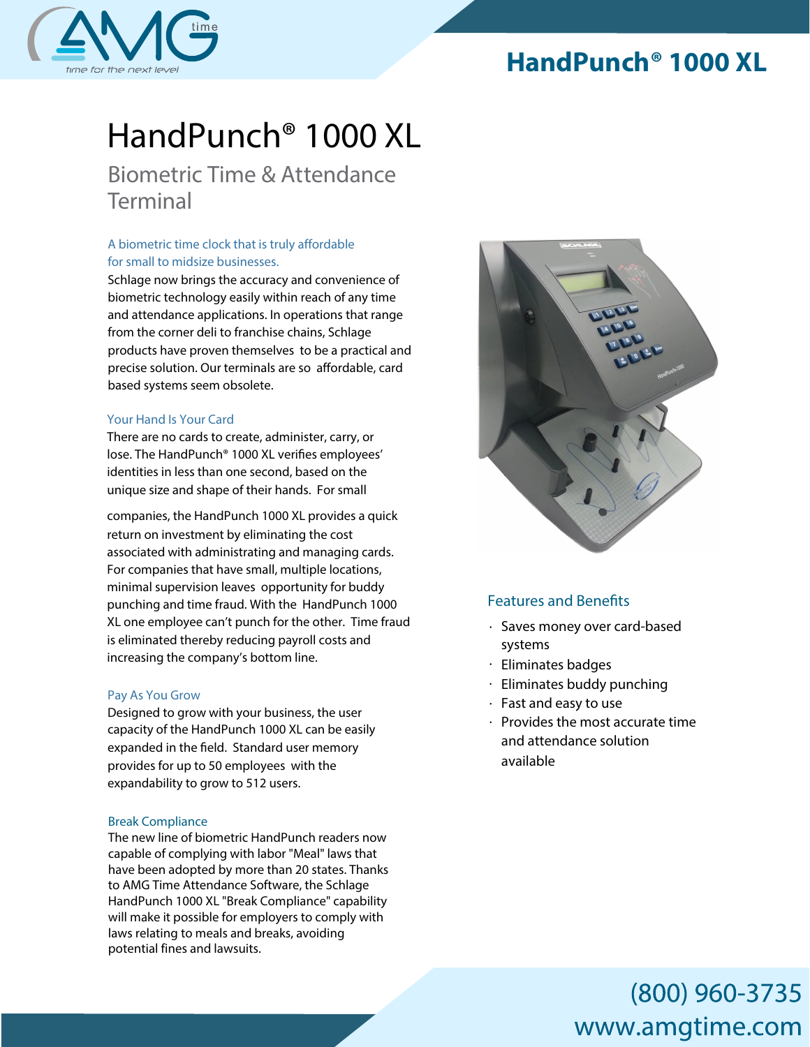# HandPunch® 1000 XL

## Biometric Time & Attendance Terminal

### A biometric time clock that is truly affordable for small to midsize businesses.

Schlage now brings the accuracy and convenience of biometric technology easily within reach of any time and attendance applications. In operations that range from the corner deli to franchise chains, Schlage products have proven themselves to be a practical and precise solution. Our terminals are so affordable, card based systems seem obsolete.

### Your Hand Is Your Card

There are no cards to create, administer, carry, or lose. The HandPunch® 1000 XL verifies employees' identities in less than one second, based on the unique size and shape of their hands. For small companies, the HandPunch 1000 XL provides a quick return on investment by eliminating the cost associated with administrating and managing cards. For companies that have small, multiple locations, minimal supervision leaves opportunity for buddy punching and time fraud. With the HandPunch 1000 XL one employee can't punch for the other. Time fraud is eliminated thereby reducing payroll costs and increasing the company's bottom line.

### Pay As You Grow

Designed to grow with your business, the user capacity of the HandPunch 1000 XL can be easily expanded in the field. Standard user memory provides for up to 50 employees with the expandability to grow to 512 users.

### Break Compliance

The new line of biometric HandPunch readers now capable of complying with labor "Meal" laws that have been adopted by more than 20 states. Thanks to AMG Time Attendance Software, the Schlage HandPunch 1000 XL "Break Compliance" capability will make it possible for employers to comply with laws relating to meals and breaks, avoiding potential fines and lawsuits.

### Features and Benefits

- Saves money over card-based systems
- Eliminates badges
- Eliminates buddy punching
- Fast and easy to use
- Provides the most accurate time and attendance solution available

(800) 960-3735
www.amgtime.com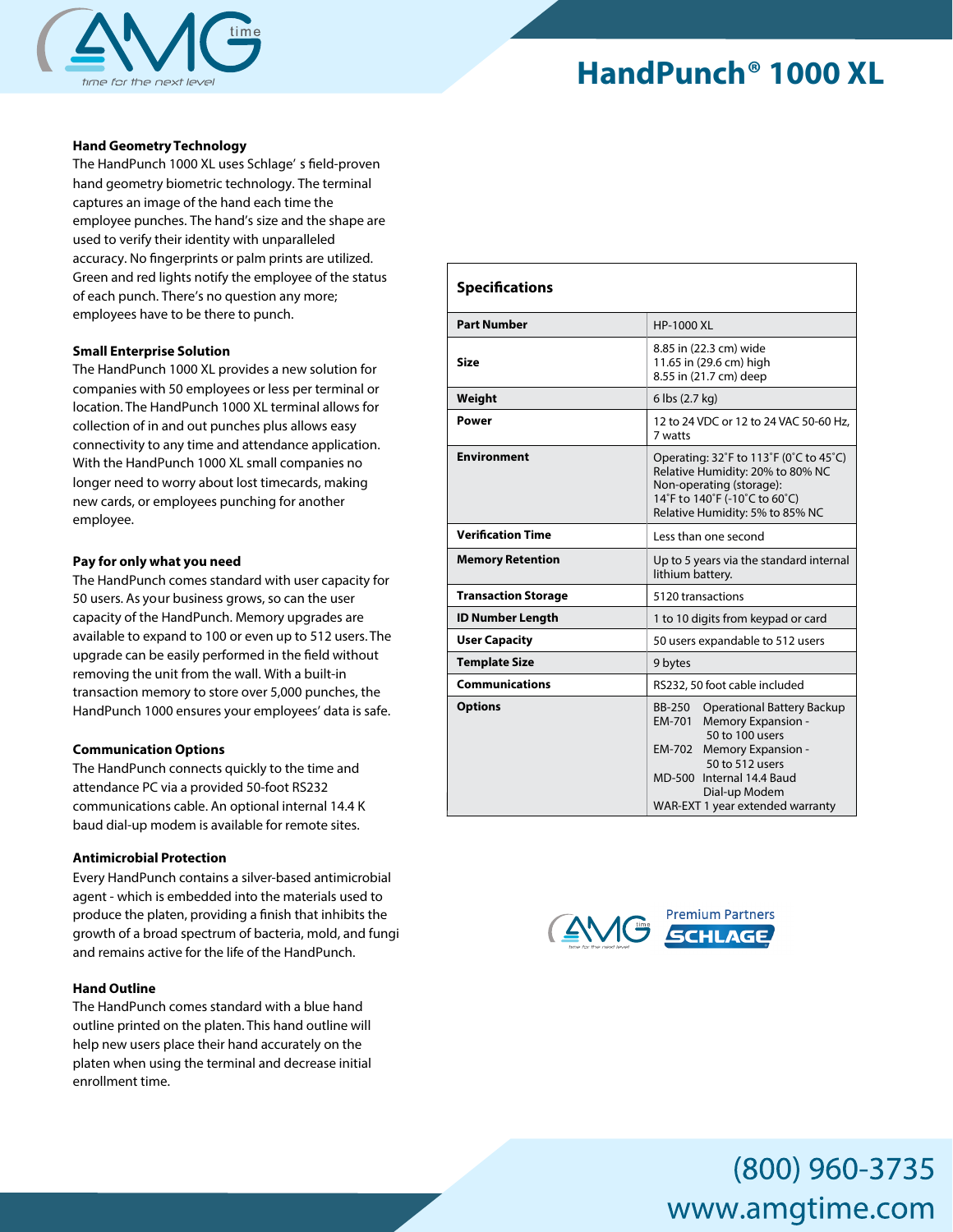# HandPunch® 1000 XL

### Hand Geometry Technology

The HandPunch 1000 XL uses Schlage' s field-proven hand geometry biometric technology. The terminal captures an image of the hand each time the employee punches. The hand's size and the shape are used to verify their identity with unparalleled accuracy. No fingerprints or palm prints are utilized. Green and red lights notify the employee of the status of each punch. There's no question any more; employees have to be there to punch.

### Small Enterprise Solution

The HandPunch 1000 XL provides a new solution for companies with 50 employees or less per terminal or location. The HandPunch 1000 XL terminal allows for collection of in and out punches plus allows easy connectivity to any time and attendance application. With the HandPunch 1000 XL small companies no longer need to worry about lost timecards, making new cards, or employees punching for another employee.

### Pay for only what you need

The HandPunch comes standard with user capacity for 50 users. As your business grows, so can the user capacity of the HandPunch. Memory upgrades are available to expand to 100 or even up to 512 users. The upgrade can be easily performed in the field without removing the unit from the wall. With a built-in transaction memory to store over 5,000 punches, the HandPunch 1000 ensures your employees' data is safe.

### Communication Options

The HandPunch connects quickly to the time and attendance PC via a provided 50-foot RS232 communications cable. An optional internal 14.4 K baud dial-up modem is available for remote sites.

### Antimicrobial Protection

Every HandPunch contains a silver-based antimicrobial agent - which is embedded into the materials used to produce the platen, providing a finish that inhibits the growth of a broad spectrum of bacteria, mold, and fungi and remains active for the life of the HandPunch.

### Hand Outline

The HandPunch comes standard with a blue hand outline printed on the platen. This hand outline will help new users place their hand accurately on the platen when using the terminal and decrease initial enrollment time.

### Specifications

| | |
|---|---|
| **Part Number** | HP-1000 XL |
| **Size** | 8.85 in (22.3 cm) wide<br>11.65 in (29.6 cm) high<br>8.55 in (21.7 cm) deep |
| **Weight** | 6 lbs (2.7 kg) |
| **Power** | 12 to 24 VDC or 12 to 24 VAC 50-60 Hz, 7 watts |
| **Environment** | Operating: 32˚F to 113˚F (0˚C to 45˚C)<br>Relative Humidity: 20% to 80% NC<br>Non-operating (storage):<br>14˚F to 140˚F (-10˚C to 60˚C)<br>Relative Humidity: 5% to 85% NC |
| **Verification Time** | Less than one second |
| **Memory Retention** | Up to 5 years via the standard internal lithium battery. |
| **Transaction Storage** | 5120 transactions |
| **ID Number Length** | 1 to 10 digits from keypad or card |
| **User Capacity** | 50 users expandable to 512 users |
| **Template Size** | 9 bytes |
| **Communications** | RS232, 50 foot cable included |
| **Options** | BB-250 Operational Battery Backup<br>EM-701 Memory Expansion - 50 to 100 users<br>EM-702 Memory Expansion - 50 to 512 users<br>MD-500 Internal 14.4 Baud Dial-up Modem<br>WAR-EXT 1 year extended warranty |

Premium Partners SCHLAGE

(800) 960-3735
www.amgtime.com